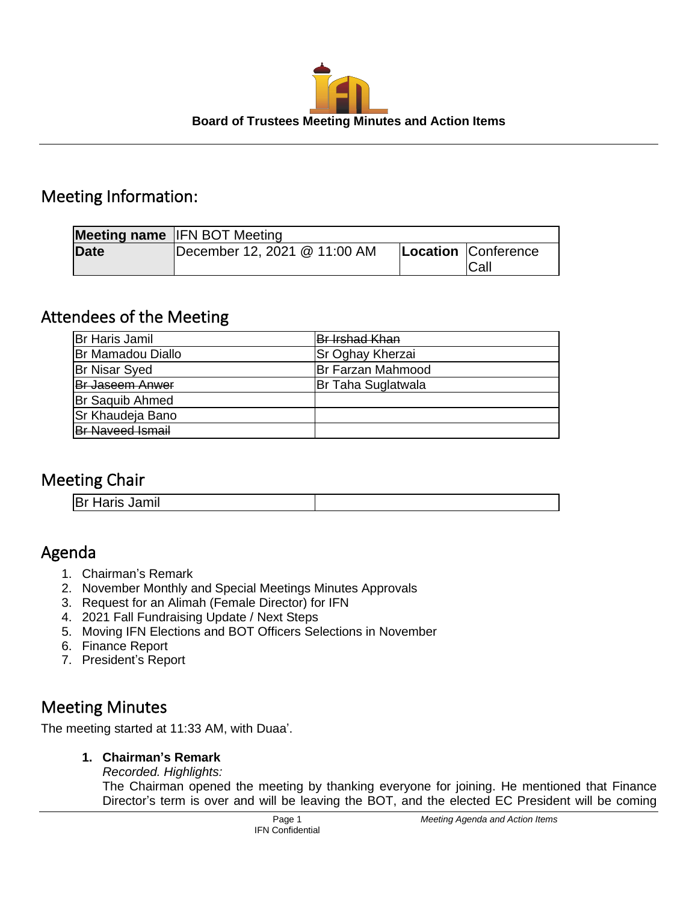**Board of Trustees Meeting Minutes and Action Items**

## Meeting Information:

| **Meeting name** | IFN BOT Meeting | | |
|---|---|---|---|
| **Date** | December 12, 2021 @ 11:00 AM | **Location** | Conference Call |

## Attendees of the Meeting

| | |
|---|---|
| Br Haris Jamil | ~~Br Irshad Khan~~ |
| Br Mamadou Diallo | Sr Oghay Kherzai |
| Br Nisar Syed | Br Farzan Mahmood |
| ~~Br Jaseem Anwer~~ | Br Taha Suglatwala |
| Br Saquib Ahmed | |
| Sr Khaudeja Bano | |
| ~~Br Naveed Ismail~~ | |

## Meeting Chair

| | |
|---|---|
| Br Haris Jamil | |

## Agenda

1. Chairman's Remark
2. November Monthly and Special Meetings Minutes Approvals
3. Request for an Alimah (Female Director) for IFN
4. 2021 Fall Fundraising Update / Next Steps
5. Moving IFN Elections and BOT Officers Selections in November
6. Finance Report
7. President's Report

## Meeting Minutes

The meeting started at 11:33 AM, with Duaa'.

1. **Chairman's Remark**

   *Recorded. Highlights:*

   The Chairman opened the meeting by thanking everyone for joining. He mentioned that Finance Director's term is over and will be leaving the BOT, and the elected EC President will be coming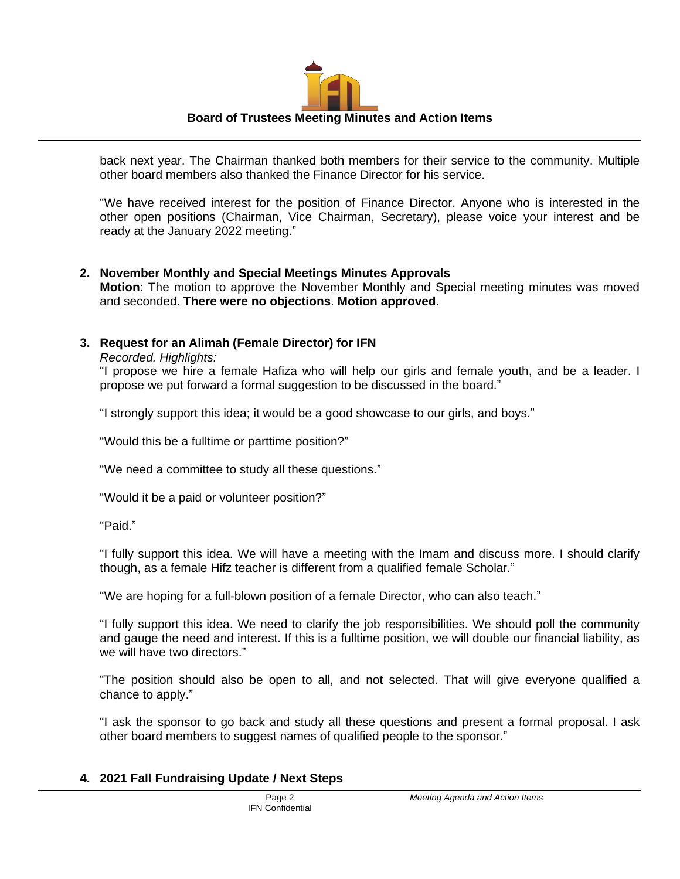back next year. The Chairman thanked both members for their service to the community. Multiple other board members also thanked the Finance Director for his service.

"We have received interest for the position of Finance Director. Anyone who is interested in the other open positions (Chairman, Vice Chairman, Secretary), please voice your interest and be ready at the January 2022 meeting."

2. **November Monthly and Special Meetings Minutes Approvals**
   **Motion**: The motion to approve the November Monthly and Special meeting minutes was moved and seconded. **There were no objections**. **Motion approved**.

3. **Request for an Alimah (Female Director) for IFN**
   *Recorded. Highlights:*
   "I propose we hire a female Hafiza who will help our girls and female youth, and be a leader. I propose we put forward a formal suggestion to be discussed in the board."

   "I strongly support this idea; it would be a good showcase to our girls, and boys."

   "Would this be a fulltime or parttime position?"

   "We need a committee to study all these questions."

   "Would it be a paid or volunteer position?"

   "Paid."

   "I fully support this idea. We will have a meeting with the Imam and discuss more. I should clarify though, as a female Hifz teacher is different from a qualified female Scholar."

   "We are hoping for a full-blown position of a female Director, who can also teach."

   "I fully support this idea. We need to clarify the job responsibilities. We should poll the community and gauge the need and interest. If this is a fulltime position, we will double our financial liability, as we will have two directors."

   "The position should also be open to all, and not selected. That will give everyone qualified a chance to apply."

   "I ask the sponsor to go back and study all these questions and present a formal proposal. I ask other board members to suggest names of qualified people to the sponsor."

4. **2021 Fall Fundraising Update / Next Steps**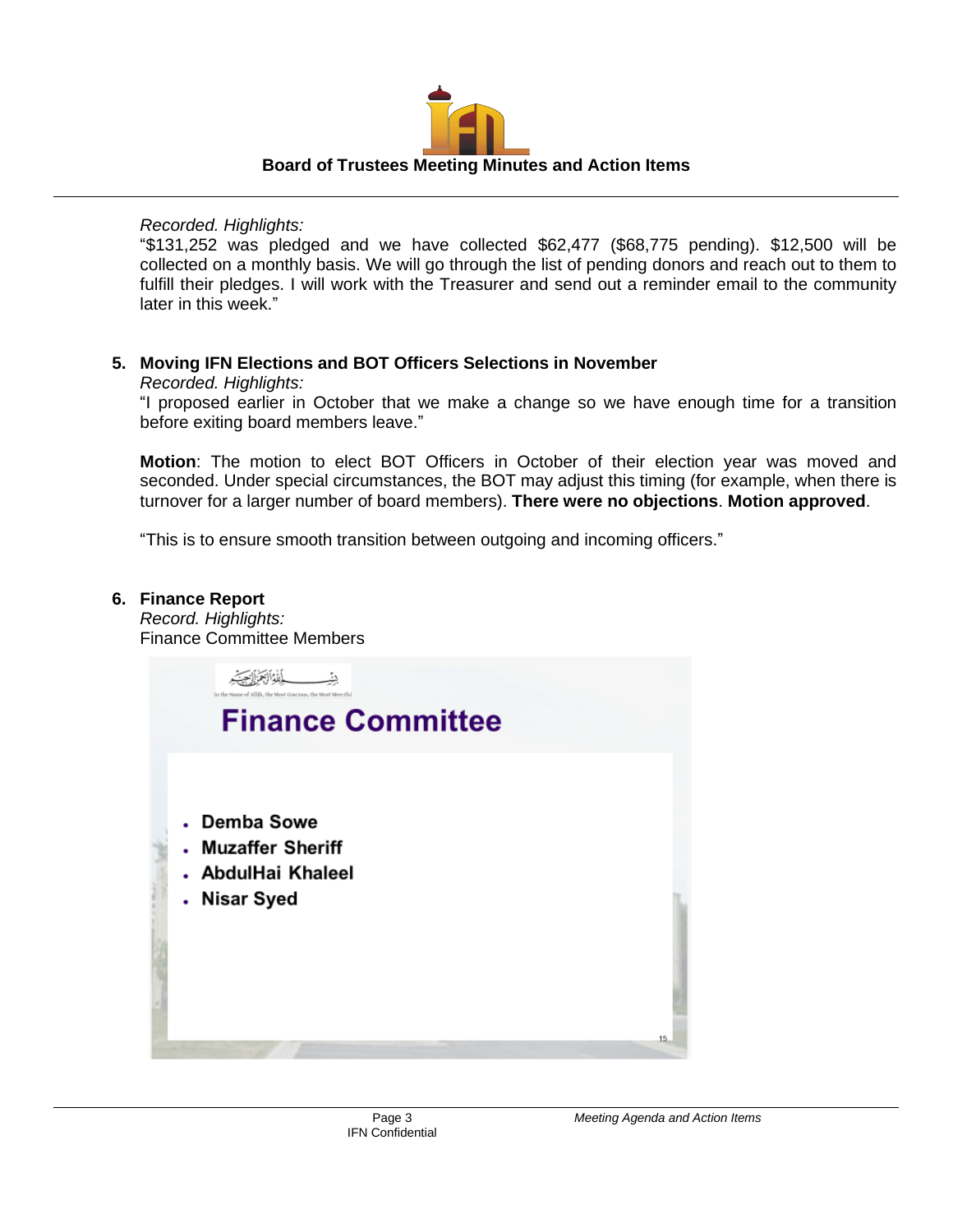*Recorded. Highlights:*

"$131,252 was pledged and we have collected $62,477 ($68,775 pending). $12,500 will be collected on a monthly basis. We will go through the list of pending donors and reach out to them to fulfill their pledges. I will work with the Treasurer and send out a reminder email to the community later in this week."

5. **Moving IFN Elections and BOT Officers Selections in November**

   *Recorded. Highlights:*

   "I proposed earlier in October that we make a change so we have enough time for a transition before exiting board members leave."

   **Motion**: The motion to elect BOT Officers in October of their election year was moved and seconded. Under special circumstances, the BOT may adjust this timing (for example, when there is turnover for a larger number of board members). **There were no objections**. **Motion approved**.

   "This is to ensure smooth transition between outgoing and incoming officers."

6. **Finance Report**

   *Record. Highlights:*

   Finance Committee Members

   بِسْمِ اللَّهِ الرَّحْمَٰنِ الرَّحِيمِ

   In the Name of Allah, the Most Gracious, the Most Merciful

   **Finance Committee**

   - **Demba Sowe**
   - **Muzaffer Sheriff**
   - **AbdulHai Khaleel**
   - **Nisar Syed**

   15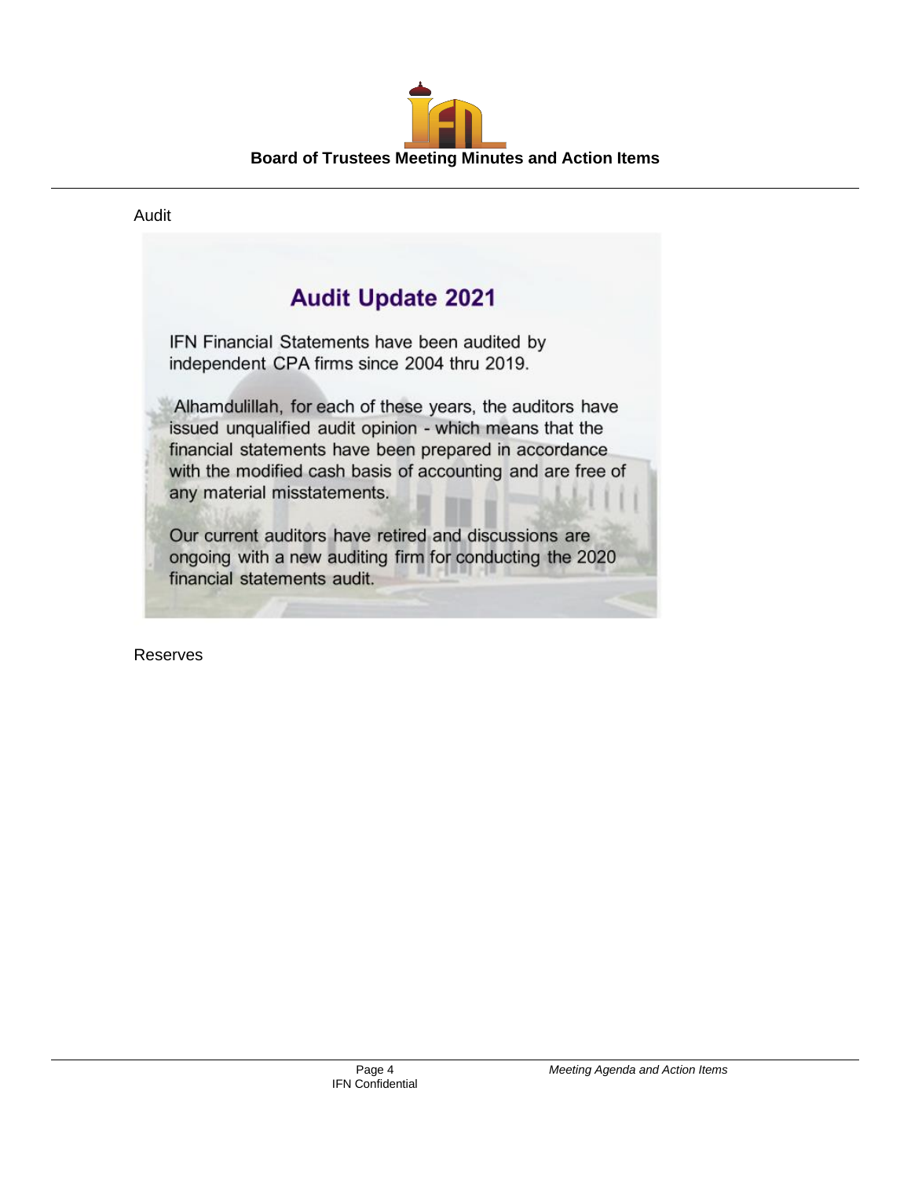Audit

## Audit Update 2021

IFN Financial Statements have been audited by independent CPA firms since 2004 thru 2019.

Alhamdulillah, for each of these years, the auditors have issued unqualified audit opinion - which means that the financial statements have been prepared in accordance with the modified cash basis of accounting and are free of any material misstatements.

Our current auditors have retired and discussions are ongoing with a new auditing firm for conducting the 2020 financial statements audit.

Reserves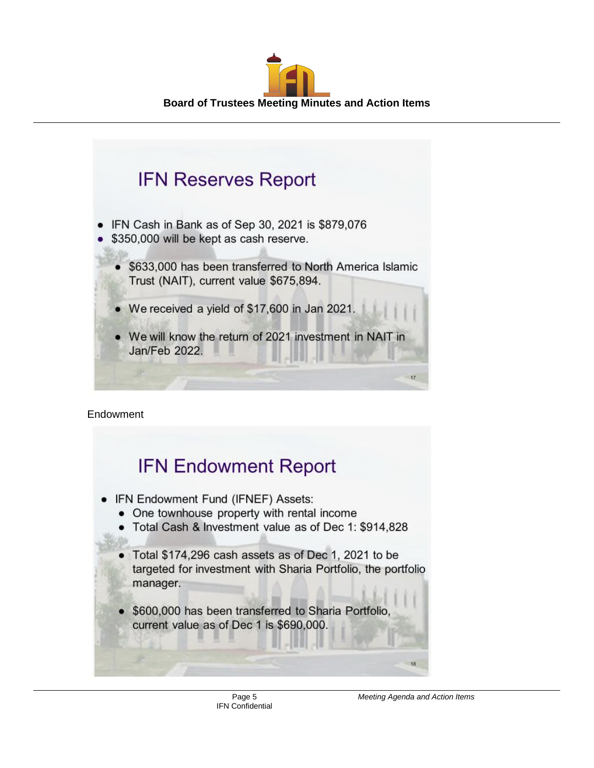## IFN Reserves Report

- IFN Cash in Bank as of Sep 30, 2021 is $879,076
- $350,000 will be kept as cash reserve.
  - $633,000 has been transferred to North America Islamic Trust (NAIT), current value $675,894.
  - We received a yield of $17,600 in Jan 2021.
  - We will know the return of 2021 investment in NAIT in Jan/Feb 2022.

Endowment

## IFN Endowment Report

- IFN Endowment Fund (IFNEF) Assets:
  - One townhouse property with rental income
  - Total Cash & Investment value as of Dec 1: $914,828
  - Total $174,296 cash assets as of Dec 1, 2021 to be targeted for investment with Sharia Portfolio, the portfolio manager.
  - $600,000 has been transferred to Sharia Portfolio, current value as of Dec 1 is $690,000.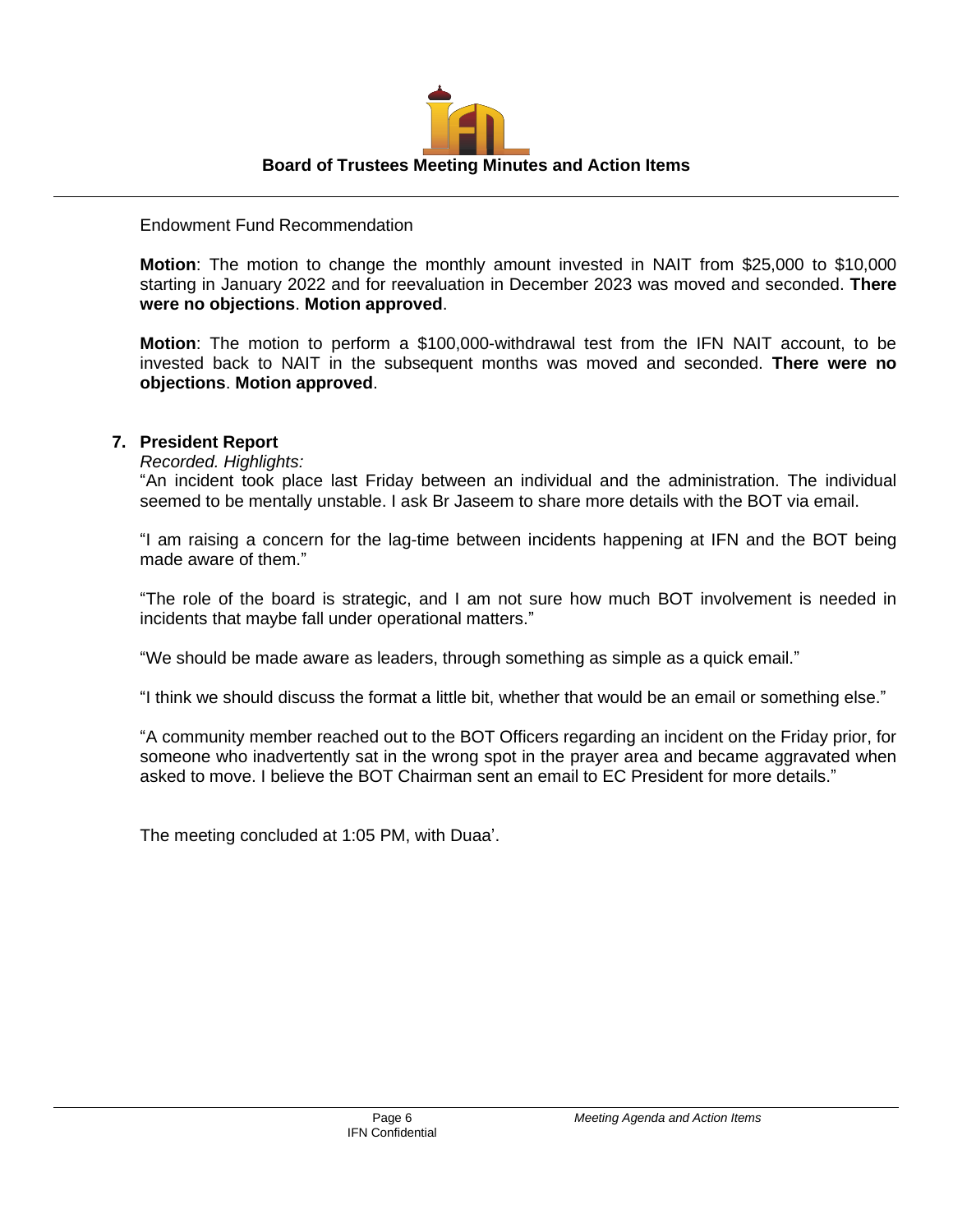Endowment Fund Recommendation

**Motion**: The motion to change the monthly amount invested in NAIT from $25,000 to $10,000 starting in January 2022 and for reevaluation in December 2023 was moved and seconded. **There were no objections**. **Motion approved**.

**Motion**: The motion to perform a $100,000-withdrawal test from the IFN NAIT account, to be invested back to NAIT in the subsequent months was moved and seconded. **There were no objections**. **Motion approved**.

## 7. President Report

*Recorded. Highlights:*

"An incident took place last Friday between an individual and the administration. The individual seemed to be mentally unstable. I ask Br Jaseem to share more details with the BOT via email.

"I am raising a concern for the lag-time between incidents happening at IFN and the BOT being made aware of them."

"The role of the board is strategic, and I am not sure how much BOT involvement is needed in incidents that maybe fall under operational matters."

"We should be made aware as leaders, through something as simple as a quick email."

"I think we should discuss the format a little bit, whether that would be an email or something else."

"A community member reached out to the BOT Officers regarding an incident on the Friday prior, for someone who inadvertently sat in the wrong spot in the prayer area and became aggravated when asked to move. I believe the BOT Chairman sent an email to EC President for more details."

The meeting concluded at 1:05 PM, with Duaa'.